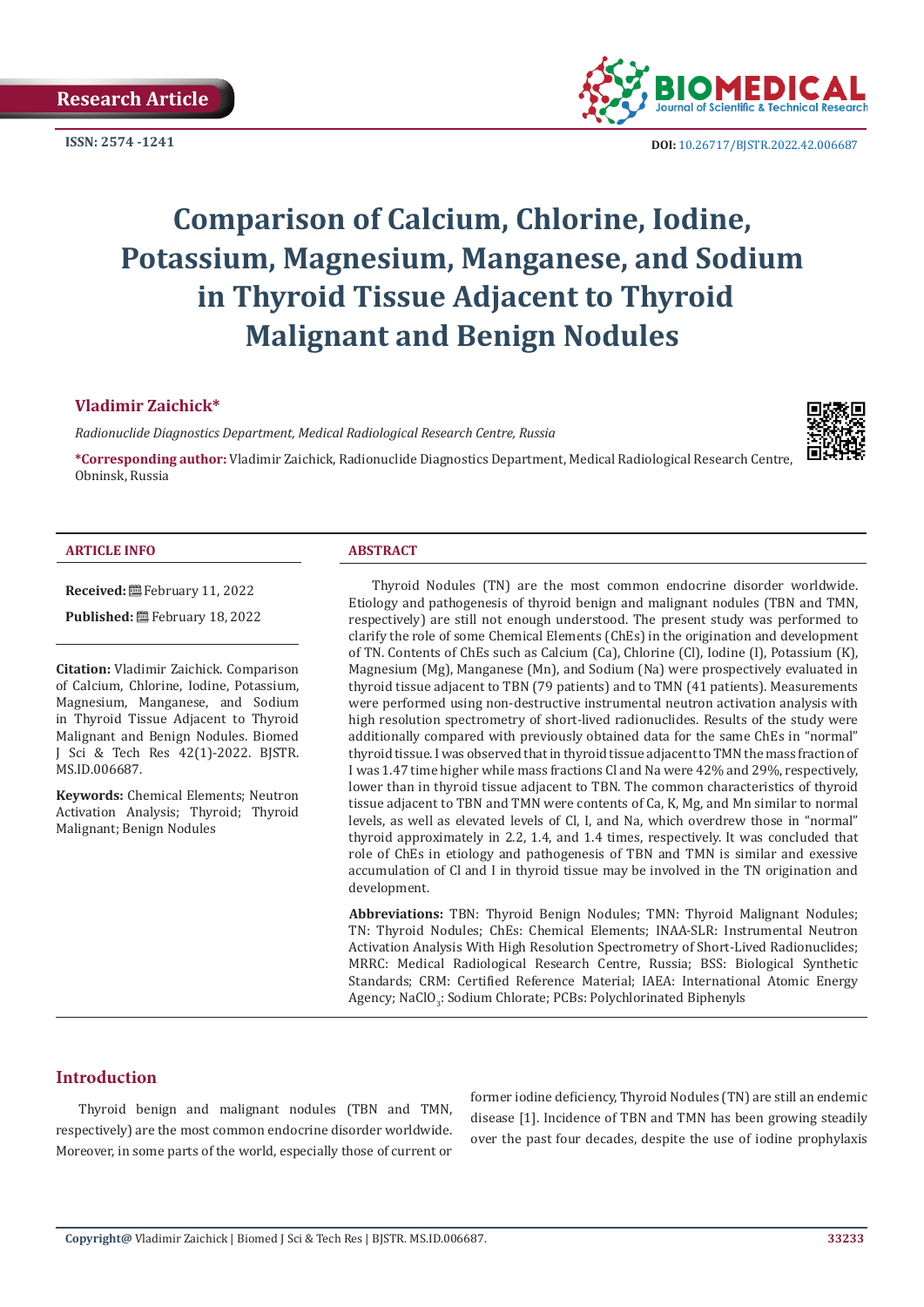Research Article

ISSN: 2574 -1241

DOI: 10.26717/BJSTR.2022.42.006687

# Comparison of Calcium, Chlorine, Iodine, Potassium, Magnesium, Manganese, and Sodium in Thyroid Tissue Adjacent to Thyroid Malignant and Benign Nodules

**Vladimir Zaichick***

*Radionuclide Diagnostics Department, Medical Radiological Research Centre, Russia*

***Corresponding author:** Vladimir Zaichick, Radionuclide Diagnostics Department, Medical Radiological Research Centre, Obninsk, Russia

## ARTICLE INFO

**Received:** February 11, 2022

**Published:** February 18, 2022

**Citation:** Vladimir Zaichick. Comparison of Calcium, Chlorine, Iodine, Potassium, Magnesium, Manganese, and Sodium in Thyroid Tissue Adjacent to Thyroid Malignant and Benign Nodules. Biomed J Sci & Tech Res 42(1)-2022. BJSTR. MS.ID.006687.

**Keywords:** Chemical Elements; Neutron Activation Analysis; Thyroid; Thyroid Malignant; Benign Nodules

## ABSTRACT

Thyroid Nodules (TN) are the most common endocrine disorder worldwide. Etiology and pathogenesis of thyroid benign and malignant nodules (TBN and TMN, respectively) are still not enough understood. The present study was performed to clarify the role of some Chemical Elements (ChEs) in the origination and development of TN. Contents of ChEs such as Calcium (Ca), Chlorine (Cl), Iodine (I), Potassium (K), Magnesium (Mg), Manganese (Mn), and Sodium (Na) were prospectively evaluated in thyroid tissue adjacent to TBN (79 patients) and to TMN (41 patients). Measurements were performed using non-destructive instrumental neutron activation analysis with high resolution spectrometry of short-lived radionuclides. Results of the study were additionally compared with previously obtained data for the same ChEs in "normal" thyroid tissue. I was observed that in thyroid tissue adjacent to TMN the mass fraction of I was 1.47 time higher while mass fractions Cl and Na were 42% and 29%, respectively, lower than in thyroid tissue adjacent to TBN. The common characteristics of thyroid tissue adjacent to TBN and TMN were contents of Ca, K, Mg, and Mn similar to normal levels, as well as elevated levels of Cl, I, and Na, which overdrew those in "normal" thyroid approximately in 2.2, 1.4, and 1.4 times, respectively. It was concluded that role of ChEs in etiology and pathogenesis of TBN and TMN is similar and exsessive accumulation of Cl and I in thyroid tissue may be involved in the TN origination and development.

**Abbreviations:** TBN: Thyroid Benign Nodules; TMN: Thyroid Malignant Nodules; TN: Thyroid Nodules; ChEs: Chemical Elements; INAA-SLR: Instrumental Neutron Activation Analysis With High Resolution Spectrometry of Short-Lived Radionuclides; MRRC: Medical Radiological Research Centre, Russia; BSS: Biological Synthetic Standards; CRM: Certified Reference Material; IAEA: International Atomic Energy Agency; $NaClO_3$: Sodium Chlorate; PCBs: Polychlorinated Biphenyls

## Introduction

Thyroid benign and malignant nodules (TBN and TMN, respectively) are the most common endocrine disorder worldwide. Moreover, in some parts of the world, especially those of current or former iodine deficiency, Thyroid Nodules (TN) are still an endemic disease [1]. Incidence of TBN and TMN has been growing steadily over the past four decades, despite the use of iodine prophylaxis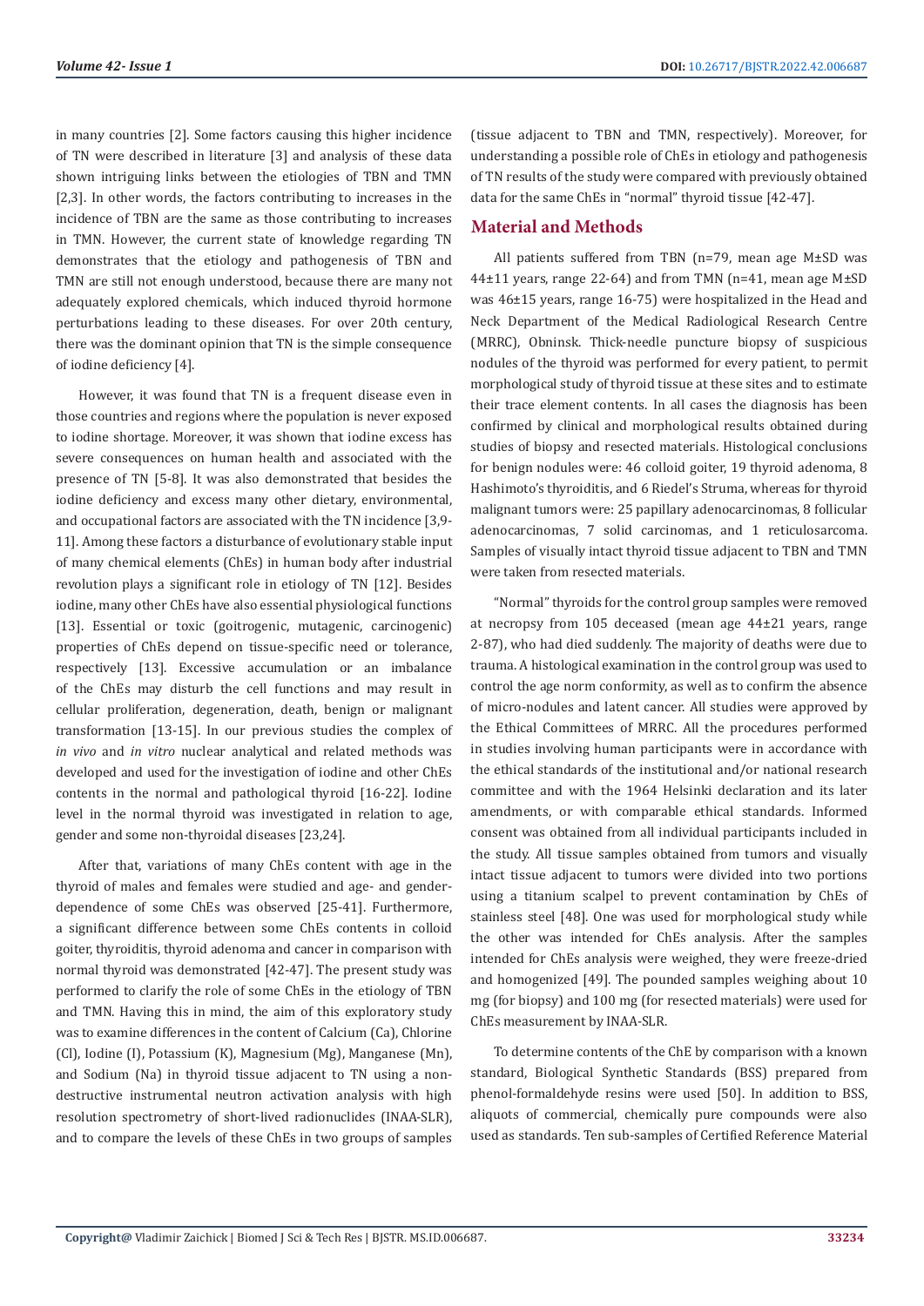in many countries [2]. Some factors causing this higher incidence of TN were described in literature [3] and analysis of these data shown intriguing links between the etiologies of TBN and TMN [2,3]. In other words, the factors contributing to increases in the incidence of TBN are the same as those contributing to increases in TMN. However, the current state of knowledge regarding TN demonstrates that the etiology and pathogenesis of TBN and TMN are still not enough understood, because there are many not adequately explored chemicals, which induced thyroid hormone perturbations leading to these diseases. For over 20th century, there was the dominant opinion that TN is the simple consequence of iodine deficiency [4].

However, it was found that TN is a frequent disease even in those countries and regions where the population is never exposed to iodine shortage. Moreover, it was shown that iodine excess has severe consequences on human health and associated with the presence of TN [5-8]. It was also demonstrated that besides the iodine deficiency and excess many other dietary, environmental, and occupational factors are associated with the TN incidence [3,9-11]. Among these factors a disturbance of evolutionary stable input of many chemical elements (ChEs) in human body after industrial revolution plays a significant role in etiology of TN [12]. Besides iodine, many other ChEs have also essential physiological functions [13]. Essential or toxic (goitrogenic, mutagenic, carcinogenic) properties of ChEs depend on tissue-specific need or tolerance, respectively [13]. Excessive accumulation or an imbalance of the ChEs may disturb the cell functions and may result in cellular proliferation, degeneration, death, benign or malignant transformation [13-15]. In our previous studies the complex of *in vivo* and *in vitro* nuclear analytical and related methods was developed and used for the investigation of iodine and other ChEs contents in the normal and pathological thyroid [16-22]. Iodine level in the normal thyroid was investigated in relation to age, gender and some non-thyroidal diseases [23,24].

After that, variations of many ChEs content with age in the thyroid of males and females were studied and age- and gender-dependence of some ChEs was observed [25-41]. Furthermore, a significant difference between some ChEs contents in colloid goiter, thyroiditis, thyroid adenoma and cancer in comparison with normal thyroid was demonstrated [42-47]. The present study was performed to clarify the role of some ChEs in the etiology of TBN and TMN. Having this in mind, the aim of this exploratory study was to examine differences in the content of Calcium (Ca), Chlorine (Cl), Iodine (I), Potassium (K), Magnesium (Mg), Manganese (Mn), and Sodium (Na) in thyroid tissue adjacent to TN using a non-destructive instrumental neutron activation analysis with high resolution spectrometry of short-lived radionuclides (INAA-SLR), and to compare the levels of these ChEs in two groups of samples (tissue adjacent to TBN and TMN, respectively). Moreover, for understanding a possible role of ChEs in etiology and pathogenesis of TN results of the study were compared with previously obtained data for the same ChEs in "normal" thyroid tissue [42-47].

## Material and Methods

All patients suffered from TBN (n=79, mean age M±SD was 44±11 years, range 22-64) and from TMN (n=41, mean age M±SD was 46±15 years, range 16-75) were hospitalized in the Head and Neck Department of the Medical Radiological Research Centre (MRRC), Obninsk. Thick-needle puncture biopsy of suspicious nodules of the thyroid was performed for every patient, to permit morphological study of thyroid tissue at these sites and to estimate their trace element contents. In all cases the diagnosis has been confirmed by clinical and morphological results obtained during studies of biopsy and resected materials. Histological conclusions for benign nodules were: 46 colloid goiter, 19 thyroid adenoma, 8 Hashimoto's thyroiditis, and 6 Riedel's Struma, whereas for thyroid malignant tumors were: 25 papillary adenocarcinomas, 8 follicular adenocarcinomas, 7 solid carcinomas, and 1 reticulosarcoma. Samples of visually intact thyroid tissue adjacent to TBN and TMN were taken from resected materials.

"Normal" thyroids for the control group samples were removed at necropsy from 105 deceased (mean age 44±21 years, range 2-87), who had died suddenly. The majority of deaths were due to trauma. A histological examination in the control group was used to control the age norm conformity, as well as to confirm the absence of micro-nodules and latent cancer. All studies were approved by the Ethical Committees of MRRC. All the procedures performed in studies involving human participants were in accordance with the ethical standards of the institutional and/or national research committee and with the 1964 Helsinki declaration and its later amendments, or with comparable ethical standards. Informed consent was obtained from all individual participants included in the study. All tissue samples obtained from tumors and visually intact tissue adjacent to tumors were divided into two portions using a titanium scalpel to prevent contamination by ChEs of stainless steel [48]. One was used for morphological study while the other was intended for ChEs analysis. After the samples intended for ChEs analysis were weighed, they were freeze-dried and homogenized [49]. The pounded samples weighing about 10 mg (for biopsy) and 100 mg (for resected materials) were used for ChEs measurement by INAA-SLR.

To determine contents of the ChE by comparison with a known standard, Biological Synthetic Standards (BSS) prepared from phenol-formaldehyde resins were used [50]. In addition to BSS, aliquots of commercial, chemically pure compounds were also used as standards. Ten sub-samples of Certified Reference Material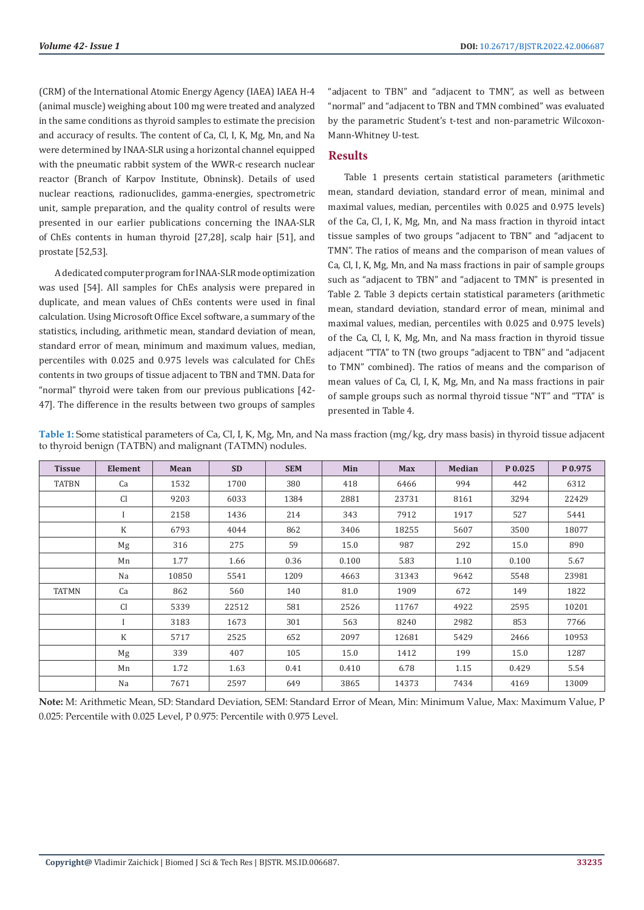(CRM) of the International Atomic Energy Agency (IAEA) IAEA H-4 (animal muscle) weighing about 100 mg were treated and analyzed in the same conditions as thyroid samples to estimate the precision and accuracy of results. The content of Ca, Cl, I, K, Mg, Mn, and Na were determined by INAA-SLR using a horizontal channel equipped with the pneumatic rabbit system of the WWR-c research nuclear reactor (Branch of Karpov Institute, Obninsk). Details of used nuclear reactions, radionuclides, gamma-energies, spectrometric unit, sample preparation, and the quality control of results were presented in our earlier publications concerning the INAA-SLR of ChEs contents in human thyroid [27,28], scalp hair [51], and prostate [52,53].

A dedicated computer program for INAA-SLR mode optimization was used [54]. All samples for ChEs analysis were prepared in duplicate, and mean values of ChEs contents were used in final calculation. Using Microsoft Office Excel software, a summary of the statistics, including, arithmetic mean, standard deviation of mean, standard error of mean, minimum and maximum values, median, percentiles with 0.025 and 0.975 levels was calculated for ChEs contents in two groups of tissue adjacent to TBN and TMN. Data for "normal" thyroid were taken from our previous publications [42-47]. The difference in the results between two groups of samples "adjacent to TBN" and "adjacent to TMN", as well as between "normal" and "adjacent to TBN and TMN combined" was evaluated by the parametric Student's t-test and non-parametric Wilcoxon-Mann-Whitney U-test.

## Results

Table 1 presents certain statistical parameters (arithmetic mean, standard deviation, standard error of mean, minimal and maximal values, median, percentiles with 0.025 and 0.975 levels) of the Ca, Cl, I, K, Mg, Mn, and Na mass fraction in thyroid intact tissue samples of two groups "adjacent to TBN" and "adjacent to TMN". The ratios of means and the comparison of mean values of Ca, Cl, I, K, Mg, Mn, and Na mass fractions in pair of sample groups such as "adjacent to TBN" and "adjacent to TMN" is presented in Table 2. Table 3 depicts certain statistical parameters (arithmetic mean, standard deviation, standard error of mean, minimal and maximal values, median, percentiles with 0.025 and 0.975 levels) of the Ca, Cl, I, K, Mg, Mn, and Na mass fraction in thyroid tissue adjacent "TTA" to TN (two groups "adjacent to TBN" and "adjacent to TMN" combined). The ratios of means and the comparison of mean values of Ca, Cl, I, K, Mg, Mn, and Na mass fractions in pair of sample groups such as normal thyroid tissue "NT" and "TTA" is presented in Table 4.

**Table 1:** Some statistical parameters of Ca, Cl, I, K, Mg, Mn, and Na mass fraction (mg/kg, dry mass basis) in thyroid tissue adjacent to thyroid benign (TATBN) and malignant (TATMN) nodules.

| Tissue | Element | Mean | SD | SEM | Min | Max | Median | P 0.025 | P 0.975 |
|---|---|---|---|---|---|---|---|---|---|
| TATBN | Ca | 1532 | 1700 | 380 | 418 | 6466 | 994 | 442 | 6312 |
| | Cl | 9203 | 6033 | 1384 | 2881 | 23731 | 8161 | 3294 | 22429 |
| | I | 2158 | 1436 | 214 | 343 | 7912 | 1917 | 527 | 5441 |
| | K | 6793 | 4044 | 862 | 3406 | 18255 | 5607 | 3500 | 18077 |
| | Mg | 316 | 275 | 59 | 15.0 | 987 | 292 | 15.0 | 890 |
| | Mn | 1.77 | 1.66 | 0.36 | 0.100 | 5.83 | 1.10 | 0.100 | 5.67 |
| | Na | 10850 | 5541 | 1209 | 4663 | 31343 | 9642 | 5548 | 23981 |
| TATMN | Ca | 862 | 560 | 140 | 81.0 | 1909 | 672 | 149 | 1822 |
| | Cl | 5339 | 22512 | 581 | 2526 | 11767 | 4922 | 2595 | 10201 |
| | I | 3183 | 1673 | 301 | 563 | 8240 | 2982 | 853 | 7766 |
| | K | 5717 | 2525 | 652 | 2097 | 12681 | 5429 | 2466 | 10953 |
| | Mg | 339 | 407 | 105 | 15.0 | 1412 | 199 | 15.0 | 1287 |
| | Mn | 1.72 | 1.63 | 0.41 | 0.410 | 6.78 | 1.15 | 0.429 | 5.54 |
| | Na | 7671 | 2597 | 649 | 3865 | 14373 | 7434 | 4169 | 13009 |

**Note:** M: Arithmetic Mean, SD: Standard Deviation, SEM: Standard Error of Mean, Min: Minimum Value, Max: Maximum Value, P 0.025: Percentile with 0.025 Level, P 0.975: Percentile with 0.975 Level.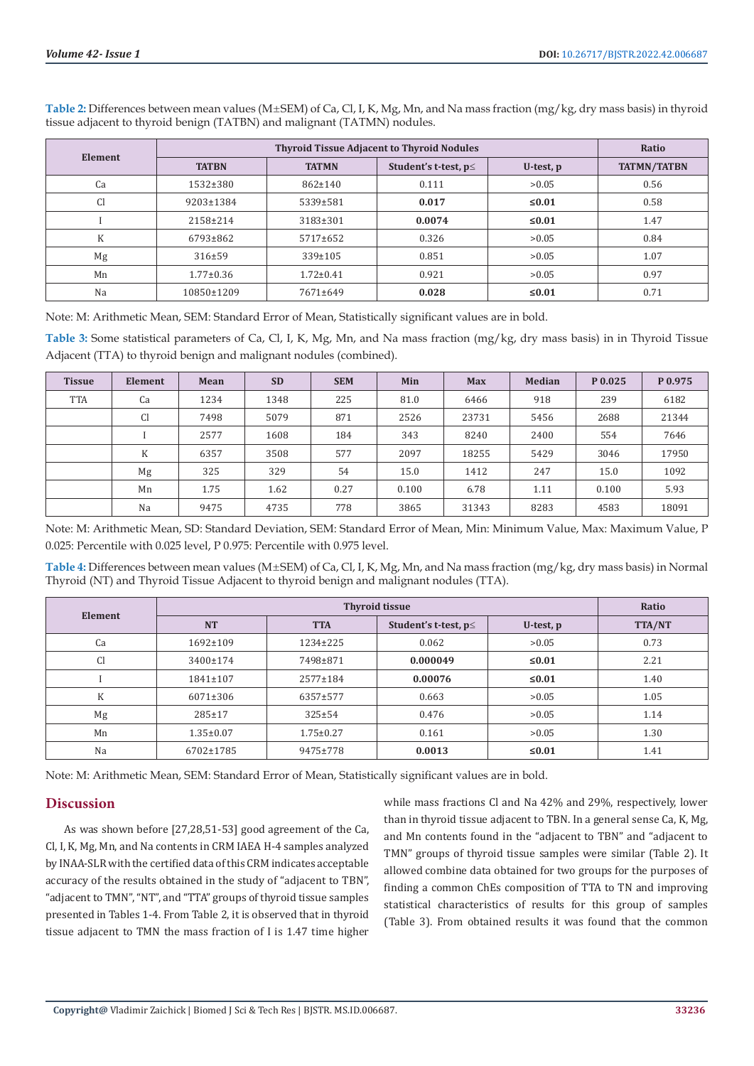**Table 2:** Differences between mean values (M±SEM) of Ca, Cl, I, K, Mg, Mn, and Na mass fraction (mg/kg, dry mass basis) in thyroid tissue adjacent to thyroid benign (TATBN) and malignant (TATMN) nodules.

| Element | Thyroid Tissue Adjacent to Thyroid Nodules | | | | Ratio |
|---|---|---|---|---|---|
| | TATBN | TATMN | Student's t-test, p≤ | U-test, p | TATMN/TATBN |
| Ca | 1532±380 | 862±140 | 0.111 | >0.05 | 0.56 |
| Cl | 9203±1384 | 5339±581 | **0.017** | **≤0.01** | 0.58 |
| I | 2158±214 | 3183±301 | **0.0074** | **≤0.01** | 1.47 |
| K | 6793±862 | 5717±652 | 0.326 | >0.05 | 0.84 |
| Mg | 316±59 | 339±105 | 0.851 | >0.05 | 1.07 |
| Mn | 1.77±0.36 | 1.72±0.41 | 0.921 | >0.05 | 0.97 |
| Na | 10850±1209 | 7671±649 | **0.028** | **≤0.01** | 0.71 |

Note: M: Arithmetic Mean, SEM: Standard Error of Mean, Statistically significant values are in bold.

**Table 3:** Some statistical parameters of Ca, Cl, I, K, Mg, Mn, and Na mass fraction (mg/kg, dry mass basis) in in Thyroid Tissue Adjacent (TTA) to thyroid benign and malignant nodules (combined).

| Tissue | Element | Mean | SD | SEM | Min | Max | Median | P 0.025 | P 0.975 |
|---|---|---|---|---|---|---|---|---|---|
| TTA | Ca | 1234 | 1348 | 225 | 81.0 | 6466 | 918 | 239 | 6182 |
| | Cl | 7498 | 5079 | 871 | 2526 | 23731 | 5456 | 2688 | 21344 |
| | I | 2577 | 1608 | 184 | 343 | 8240 | 2400 | 554 | 7646 |
| | K | 6357 | 3508 | 577 | 2097 | 18255 | 5429 | 3046 | 17950 |
| | Mg | 325 | 329 | 54 | 15.0 | 1412 | 247 | 15.0 | 1092 |
| | Mn | 1.75 | 1.62 | 0.27 | 0.100 | 6.78 | 1.11 | 0.100 | 5.93 |
| | Na | 9475 | 4735 | 778 | 3865 | 31343 | 8283 | 4583 | 18091 |

Note: M: Arithmetic Mean, SD: Standard Deviation, SEM: Standard Error of Mean, Min: Minimum Value, Max: Maximum Value, P 0.025: Percentile with 0.025 level, P 0.975: Percentile with 0.975 level.

**Table 4:** Differences between mean values (M±SEM) of Ca, Cl, I, K, Mg, Mn, and Na mass fraction (mg/kg, dry mass basis) in Normal Thyroid (NT) and Thyroid Tissue Adjacent to thyroid benign and malignant nodules (TTA).

| Element | Thyroid tissue | | | | Ratio |
|---|---|---|---|---|---|
| | NT | TTA | Student's t-test, p≤ | U-test, p | TTA/NT |
| Ca | 1692±109 | 1234±225 | 0.062 | >0.05 | 0.73 |
| Cl | 3400±174 | 7498±871 | **0.000049** | **≤0.01** | 2.21 |
| I | 1841±107 | 2577±184 | **0.00076** | **≤0.01** | 1.40 |
| K | 6071±306 | 6357±577 | 0.663 | >0.05 | 1.05 |
| Mg | 285±17 | 325±54 | 0.476 | >0.05 | 1.14 |
| Mn | 1.35±0.07 | 1.75±0.27 | 0.161 | >0.05 | 1.30 |
| Na | 6702±1785 | 9475±778 | **0.0013** | **≤0.01** | 1.41 |

Note: M: Arithmetic Mean, SEM: Standard Error of Mean, Statistically significant values are in bold.

## Discussion

As was shown before [27,28,51-53] good agreement of the Ca, Cl, I, K, Mg, Mn, and Na contents in CRM IAEA H-4 samples analyzed by INAA-SLR with the certified data of this CRM indicates acceptable accuracy of the results obtained in the study of "adjacent to TBN", "adjacent to TMN", "NT", and "TTA" groups of thyroid tissue samples presented in Tables 1-4. From Table 2, it is observed that in thyroid tissue adjacent to TMN the mass fraction of I is 1.47 time higher while mass fractions Cl and Na 42% and 29%, respectively, lower than in thyroid tissue adjacent to TBN. In a general sense Ca, K, Mg, and Mn contents found in the "adjacent to TBN" and "adjacent to TMN" groups of thyroid tissue samples were similar (Table 2). It allowed combine data obtained for two groups for the purposes of finding a common ChEs composition of TTA to TN and improving statistical characteristics of results for this group of samples (Table 3). From obtained results it was found that the common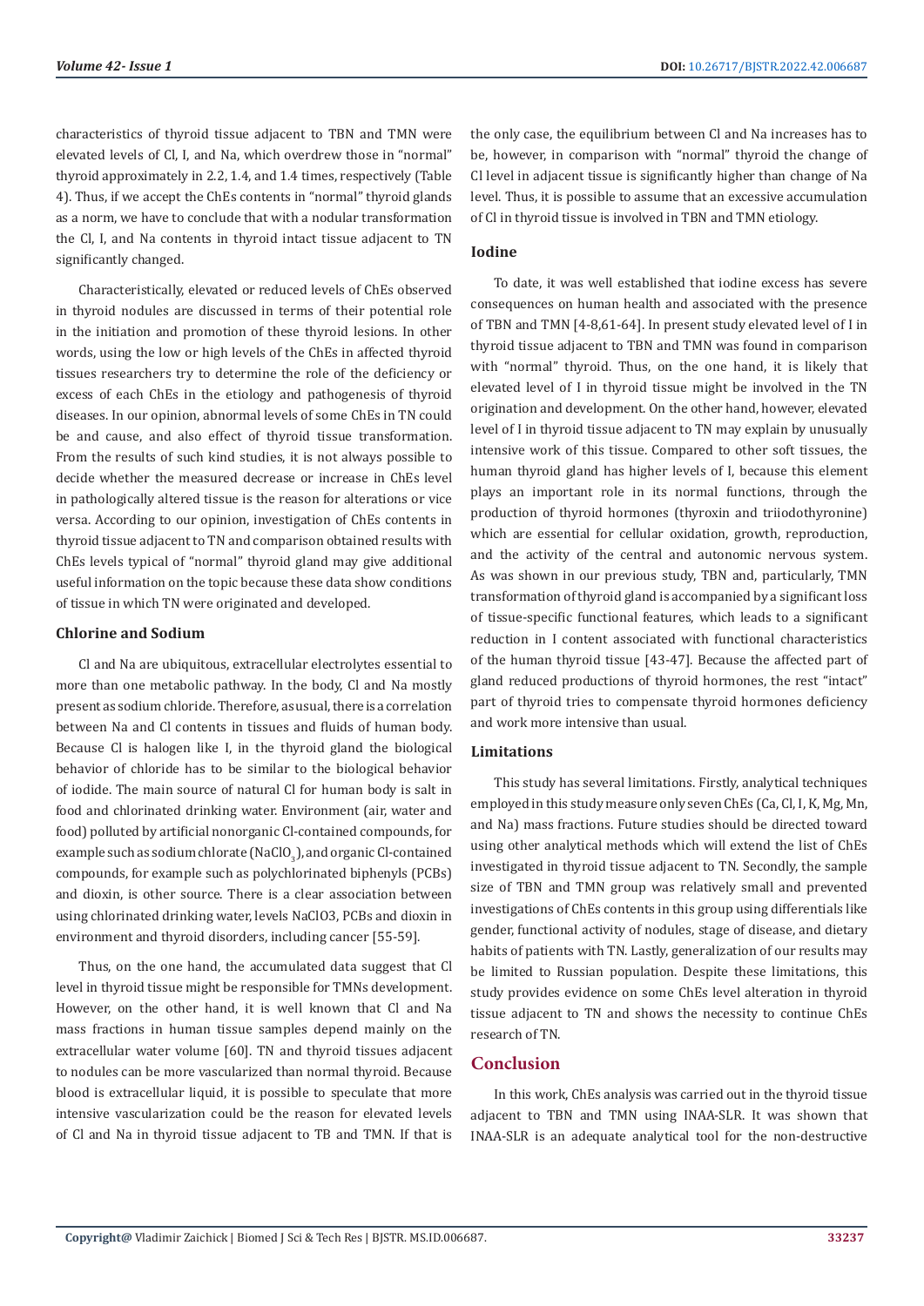characteristics of thyroid tissue adjacent to TBN and TMN were elevated levels of Cl, I, and Na, which overdrew those in "normal" thyroid approximately in 2.2, 1.4, and 1.4 times, respectively (Table 4). Thus, if we accept the ChEs contents in "normal" thyroid glands as a norm, we have to conclude that with a nodular transformation the Cl, I, and Na contents in thyroid intact tissue adjacent to TN significantly changed.

Characteristically, elevated or reduced levels of ChEs observed in thyroid nodules are discussed in terms of their potential role in the initiation and promotion of these thyroid lesions. In other words, using the low or high levels of the ChEs in affected thyroid tissues researchers try to determine the role of the deficiency or excess of each ChEs in the etiology and pathogenesis of thyroid diseases. In our opinion, abnormal levels of some ChEs in TN could be and cause, and also effect of thyroid tissue transformation. From the results of such kind studies, it is not always possible to decide whether the measured decrease or increase in ChEs level in pathologically altered tissue is the reason for alterations or vice versa. According to our opinion, investigation of ChEs contents in thyroid tissue adjacent to TN and comparison obtained results with ChEs levels typical of "normal" thyroid gland may give additional useful information on the topic because these data show conditions of tissue in which TN were originated and developed.

### Chlorine and Sodium

Cl and Na are ubiquitous, extracellular electrolytes essential to more than one metabolic pathway. In the body, Cl and Na mostly present as sodium chloride. Therefore, as usual, there is a correlation between Na and Cl contents in tissues and fluids of human body. Because Cl is halogen like I, in the thyroid gland the biological behavior of chloride has to be similar to the biological behavior of iodide. The main source of natural Cl for human body is salt in food and chlorinated drinking water. Environment (air, water and food) polluted by artificial nonorganic Cl-contained compounds, for example such as sodium chlorate ($NaClO_3$), and organic Cl-contained compounds, for example such as polychlorinated biphenyls (PCBs) and dioxin, is other source. There is a clear association between using chlorinated drinking water, levels NaClO3, PCBs and dioxin in environment and thyroid disorders, including cancer [55-59].

Thus, on the one hand, the accumulated data suggest that Cl level in thyroid tissue might be responsible for TMNs development. However, on the other hand, it is well known that Cl and Na mass fractions in human tissue samples depend mainly on the extracellular water volume [60]. TN and thyroid tissues adjacent to nodules can be more vascularized than normal thyroid. Because blood is extracellular liquid, it is possible to speculate that more intensive vascularization could be the reason for elevated levels of Cl and Na in thyroid tissue adjacent to TB and TMN. If that is the only case, the equilibrium between Cl and Na increases has to be, however, in comparison with "normal" thyroid the change of Cl level in adjacent tissue is significantly higher than change of Na level. Thus, it is possible to assume that an excessive accumulation of Cl in thyroid tissue is involved in TBN and TMN etiology.

### Iodine

To date, it was well established that iodine excess has severe consequences on human health and associated with the presence of TBN and TMN [4-8,61-64]. In present study elevated level of I in thyroid tissue adjacent to TBN and TMN was found in comparison with "normal" thyroid. Thus, on the one hand, it is likely that elevated level of I in thyroid tissue might be involved in the TN origination and development. On the other hand, however, elevated level of I in thyroid tissue adjacent to TN may explain by unusually intensive work of this tissue. Compared to other soft tissues, the human thyroid gland has higher levels of I, because this element plays an important role in its normal functions, through the production of thyroid hormones (thyroxin and triiodothyronine) which are essential for cellular oxidation, growth, reproduction, and the activity of the central and autonomic nervous system. As was shown in our previous study, TBN and, particularly, TMN transformation of thyroid gland is accompanied by a significant loss of tissue-specific functional features, which leads to a significant reduction in I content associated with functional characteristics of the human thyroid tissue [43-47]. Because the affected part of gland reduced productions of thyroid hormones, the rest "intact" part of thyroid tries to compensate thyroid hormones deficiency and work more intensive than usual.

### Limitations

This study has several limitations. Firstly, analytical techniques employed in this study measure only seven ChEs (Ca, Cl, I, K, Mg, Mn, and Na) mass fractions. Future studies should be directed toward using other analytical methods which will extend the list of ChEs investigated in thyroid tissue adjacent to TN. Secondly, the sample size of TBN and TMN group was relatively small and prevented investigations of ChEs contents in this group using differentials like gender, functional activity of nodules, stage of disease, and dietary habits of patients with TN. Lastly, generalization of our results may be limited to Russian population. Despite these limitations, this study provides evidence on some ChEs level alteration in thyroid tissue adjacent to TN and shows the necessity to continue ChEs research of TN.

## Conclusion

In this work, ChEs analysis was carried out in the thyroid tissue adjacent to TBN and TMN using INAA-SLR. It was shown that INAA-SLR is an adequate analytical tool for the non-destructive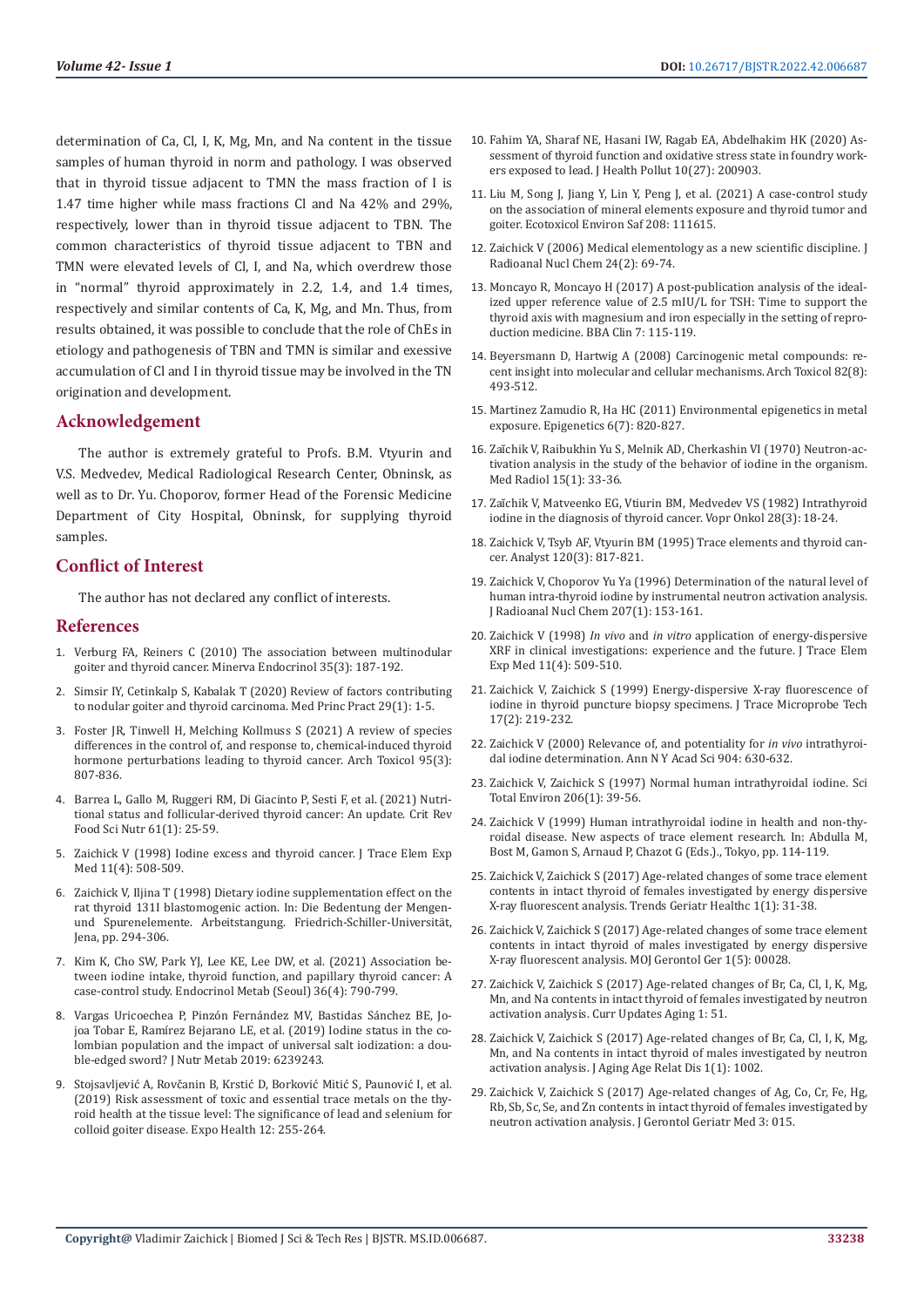determination of Ca, Cl, I, K, Mg, Mn, and Na content in the tissue samples of human thyroid in norm and pathology. I was observed that in thyroid tissue adjacent to TMN the mass fraction of I is 1.47 time higher while mass fractions Cl and Na 42% and 29%, respectively, lower than in thyroid tissue adjacent to TBN. The common characteristics of thyroid tissue adjacent to TBN and TMN were elevated levels of Cl, I, and Na, which overdrew those in "normal" thyroid approximately in 2.2, 1.4, and 1.4 times, respectively and similar contents of Ca, K, Mg, and Mn. Thus, from results obtained, it was possible to conclude that the role of ChEs in etiology and pathogenesis of TBN and TMN is similar and exessive accumulation of Cl and I in thyroid tissue may be involved in the TN origination and development.

## Acknowledgement

The author is extremely grateful to Profs. B.M. Vtyurin and V.S. Medvedev, Medical Radiological Research Center, Obninsk, as well as to Dr. Yu. Choporov, former Head of the Forensic Medicine Department of City Hospital, Obninsk, for supplying thyroid samples.

## Conflict of Interest

The author has not declared any conflict of interests.

## References

1. Verburg FA, Reiners C (2010) The association between multinodular goiter and thyroid cancer. Minerva Endocrinol 35(3): 187-192.
2. Simsir IY, Cetinkalp S, Kabalak T (2020) Review of factors contributing to nodular goiter and thyroid carcinoma. Med Princ Pract 29(1): 1-5.
3. Foster JR, Tinwell H, Melching Kollmuss S (2021) A review of species differences in the control of, and response to, chemical-induced thyroid hormone perturbations leading to thyroid cancer. Arch Toxicol 95(3): 807-836.
4. Barrea L, Gallo M, Ruggeri RM, Di Giacinto P, Sesti F, et al. (2021) Nutritional status and follicular-derived thyroid cancer: An update. Crit Rev Food Sci Nutr 61(1): 25-59.
5. Zaichick V (1998) Iodine excess and thyroid cancer. J Trace Elem Exp Med 11(4): 508-509.
6. Zaichick V, Iljina T (1998) Dietary iodine supplementation effect on the rat thyroid 131I blastomogenic action. In: Die Bedentung der Mengen- und Spurenelemente. Arbeitstangung. Friedrich-Schiller-Universität, Jena, pp. 294-306.
7. Kim K, Cho SW, Park YJ, Lee KE, Lee DW, et al. (2021) Association between iodine intake, thyroid function, and papillary thyroid cancer: A case-control study. Endocrinol Metab (Seoul) 36(4): 790-799.
8. Vargas Uricoechea P, Pinzón Fernández MV, Bastidas Sánchez BE, Jojoa Tobar E, Ramírez Bejarano LE, et al. (2019) Iodine status in the colombian population and the impact of universal salt iodization: a double-edged sword? J Nutr Metab 2019: 6239243.
9. Stojsavljević A, Rovčanin B, Krstić D, Borković Mitić S, Paunović I, et al. (2019) Risk assessment of toxic and essential trace metals on the thyroid health at the tissue level: The significance of lead and selenium for colloid goiter disease. Expo Health 12: 255-264.
10. Fahim YA, Sharaf NE, Hasani IW, Ragab EA, Abdelhakim HK (2020) Assessment of thyroid function and oxidative stress state in foundry workers exposed to lead. J Health Pollut 10(27): 200903.
11. Liu M, Song J, Jiang Y, Lin Y, Peng J, et al. (2021) A case-control study on the association of mineral elements exposure and thyroid tumor and goiter. Ecotoxicol Environ Saf 208: 111615.
12. Zaichick V (2006) Medical elementology as a new scientific discipline. J Radioanal Nucl Chem 24(2): 69-74.
13. Moncayo R, Moncayo H (2017) A post-publication analysis of the idealized upper reference value of 2.5 mIU/L for TSH: Time to support the thyroid axis with magnesium and iron especially in the setting of reproduction medicine. BBA Clin 7: 115-119.
14. Beyersmann D, Hartwig A (2008) Carcinogenic metal compounds: recent insight into molecular and cellular mechanisms. Arch Toxicol 82(8): 493-512.
15. Martinez Zamudio R, Ha HC (2011) Environmental epigenetics in metal exposure. Epigenetics 6(7): 820-827.
16. Zaĭchik V, Raibukhin Yu S, Melnik AD, Cherkashin VI (1970) Neutron-activation analysis in the study of the behavior of iodine in the organism. Med Radiol 15(1): 33-36.
17. Zaĭchik V, Matveenko EG, Vtiurin BM, Medvedev VS (1982) Intrathyroid iodine in the diagnosis of thyroid cancer. Vopr Onkol 28(3): 18-24.
18. Zaichick V, Tsyb AF, Vtyurin BM (1995) Trace elements and thyroid cancer. Analyst 120(3): 817-821.
19. Zaichick V, Choporov Yu Ya (1996) Determination of the natural level of human intra-thyroid iodine by instrumental neutron activation analysis. J Radioanal Nucl Chem 207(1): 153-161.
20. Zaichick V (1998) *In vivo* and *in vitro* application of energy-dispersive XRF in clinical investigations: experience and the future. J Trace Elem Exp Med 11(4): 509-510.
21. Zaichick V, Zaichick S (1999) Energy-dispersive X-ray fluorescence of iodine in thyroid puncture biopsy specimens. J Trace Microprobe Tech 17(2): 219-232.
22. Zaichick V (2000) Relevance of, and potentiality for *in vivo* intrathyroidal iodine determination. Ann N Y Acad Sci 904: 630-632.
23. Zaichick V, Zaichick S (1997) Normal human intrathyroidal iodine. Sci Total Environ 206(1): 39-56.
24. Zaichick V (1999) Human intrathyroidal iodine in health and non-thyroidal disease. New aspects of trace element research. In: Abdulla M, Bost M, Gamon S, Arnaud P, Chazot G (Eds.)., Tokyo, pp. 114-119.
25. Zaichick V, Zaichick S (2017) Age-related changes of some trace element contents in intact thyroid of females investigated by energy dispersive X-ray fluorescent analysis. Trends Geriatr Healthc 1(1): 31-38.
26. Zaichick V, Zaichick S (2017) Age-related changes of some trace element contents in intact thyroid of males investigated by energy dispersive X-ray fluorescent analysis. MOJ Gerontol Ger 1(5): 00028.
27. Zaichick V, Zaichick S (2017) Age-related changes of Br, Ca, Cl, I, K, Mg, Mn, and Na contents in intact thyroid of females investigated by neutron activation analysis. Curr Updates Aging 1: 51.
28. Zaichick V, Zaichick S (2017) Age-related changes of Br, Ca, Cl, I, K, Mg, Mn, and Na contents in intact thyroid of males investigated by neutron activation analysis. J Aging Age Relat Dis 1(1): 1002.
29. Zaichick V, Zaichick S (2017) Age-related changes of Ag, Co, Cr, Fe, Hg, Rb, Sb, Sc, Se, and Zn contents in intact thyroid of females investigated by neutron activation analysis. J Gerontol Geriatr Med 3: 015.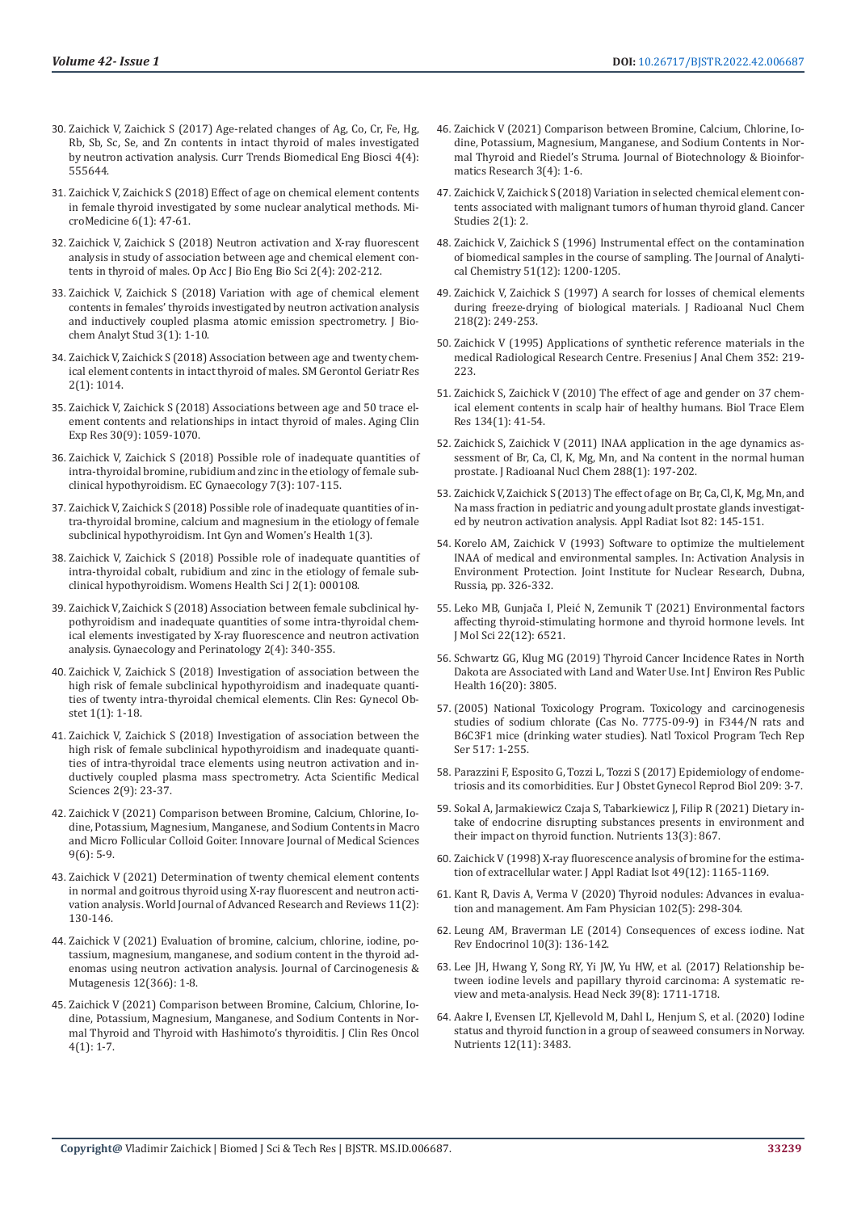30. Zaichick V, Zaichick S (2017) Age-related changes of Ag, Co, Cr, Fe, Hg, Rb, Sb, Sc, Se, and Zn contents in intact thyroid of males investigated by neutron activation analysis. Curr Trends Biomedical Eng Biosci 4(4): 555644.
31. Zaichick V, Zaichick S (2018) Effect of age on chemical element contents in female thyroid investigated by some nuclear analytical methods. MicroMedicine 6(1): 47-61.
32. Zaichick V, Zaichick S (2018) Neutron activation and X-ray fluorescent analysis in study of association between age and chemical element contents in thyroid of males. Op Acc J Bio Eng Bio Sci 2(4): 202-212.
33. Zaichick V, Zaichick S (2018) Variation with age of chemical element contents in females' thyroids investigated by neutron activation analysis and inductively coupled plasma atomic emission spectrometry. J Biochem Analyt Stud 3(1): 1-10.
34. Zaichick V, Zaichick S (2018) Association between age and twenty chemical element contents in intact thyroid of males. SM Gerontol Geriatr Res 2(1): 1014.
35. Zaichick V, Zaichick S (2018) Associations between age and 50 trace element contents and relationships in intact thyroid of males. Aging Clin Exp Res 30(9): 1059-1070.
36. Zaichick V, Zaichick S (2018) Possible role of inadequate quantities of intra-thyroidal bromine, rubidium and zinc in the etiology of female subclinical hypothyroidism. EC Gynaecology 7(3): 107-115.
37. Zaichick V, Zaichick S (2018) Possible role of inadequate quantities of intra-thyroidal bromine, calcium and magnesium in the etiology of female subclinical hypothyroidism. Int Gyn and Women's Health 1(3).
38. Zaichick V, Zaichick S (2018) Possible role of inadequate quantities of intra-thyroidal cobalt, rubidium and zinc in the etiology of female subclinical hypothyroidism. Womens Health Sci J 2(1): 000108.
39. Zaichick V, Zaichick S (2018) Association between female subclinical hypothyroidism and inadequate quantities of some intra-thyroidal chemical elements investigated by X-ray fluorescence and neutron activation analysis. Gynaecology and Perinatology 2(4): 340-355.
40. Zaichick V, Zaichick S (2018) Investigation of association between the high risk of female subclinical hypothyroidism and inadequate quantities of twenty intra-thyroidal chemical elements. Clin Res: Gynecol Obstet 1(1): 1-18.
41. Zaichick V, Zaichick S (2018) Investigation of association between the high risk of female subclinical hypothyroidism and inadequate quantities of intra-thyroidal trace elements using neutron activation and inductively coupled plasma mass spectrometry. Acta Scientific Medical Sciences 2(9): 23-37.
42. Zaichick V (2021) Comparison between Bromine, Calcium, Chlorine, Iodine, Potassium, Magnesium, Manganese, and Sodium Contents in Macro and Micro Follicular Colloid Goiter. Innovare Journal of Medical Sciences 9(6): 5-9.
43. Zaichick V (2021) Determination of twenty chemical element contents in normal and goitrous thyroid using X-ray fluorescent and neutron activation analysis. World Journal of Advanced Research and Reviews 11(2): 130-146.
44. Zaichick V (2021) Evaluation of bromine, calcium, chlorine, iodine, potassium, magnesium, manganese, and sodium content in the thyroid adenomas using neutron activation analysis. Journal of Carcinogenesis & Mutagenesis 12(366): 1-8.
45. Zaichick V (2021) Comparison between Bromine, Calcium, Chlorine, Iodine, Potassium, Magnesium, Manganese, and Sodium Contents in Normal Thyroid and Thyroid with Hashimoto's thyroiditis. J Clin Res Oncol 4(1): 1-7.
46. Zaichick V (2021) Comparison between Bromine, Calcium, Chlorine, Iodine, Potassium, Magnesium, Manganese, and Sodium Contents in Normal Thyroid and Riedel's Struma. Journal of Biotechnology & Bioinformatics Research 3(4): 1-6.
47. Zaichick V, Zaichick S (2018) Variation in selected chemical element contents associated with malignant tumors of human thyroid gland. Cancer Studies 2(1): 2.
48. Zaichick V, Zaichick S (1996) Instrumental effect on the contamination of biomedical samples in the course of sampling. The Journal of Analytical Chemistry 51(12): 1200-1205.
49. Zaichick V, Zaichick S (1997) A search for losses of chemical elements during freeze-drying of biological materials. J Radioanal Nucl Chem 218(2): 249-253.
50. Zaichick V (1995) Applications of synthetic reference materials in the medical Radiological Research Centre. Fresenius J Anal Chem 352: 219-223.
51. Zaichick S, Zaichick V (2010) The effect of age and gender on 37 chemical element contents in scalp hair of healthy humans. Biol Trace Elem Res 134(1): 41-54.
52. Zaichick S, Zaichick V (2011) INAA application in the age dynamics assessment of Br, Ca, Cl, K, Mg, Mn, and Na content in the normal human prostate. J Radioanal Nucl Chem 288(1): 197-202.
53. Zaichick V, Zaichick S (2013) The effect of age on Br, Ca, Cl, K, Mg, Mn, and Na mass fraction in pediatric and young adult prostate glands investigated by neutron activation analysis. Appl Radiat Isot 82: 145-151.
54. Korelo AM, Zaichick V (1993) Software to optimize the multielement INAA of medical and environmental samples. In: Activation Analysis in Environment Protection. Joint Institute for Nuclear Research, Dubna, Russia, pp. 326-332.
55. Leko MB, Gunjača I, Pleić N, Zemunik T (2021) Environmental factors affecting thyroid-stimulating hormone and thyroid hormone levels. Int J Mol Sci 22(12): 6521.
56. Schwartz GG, Klug MG (2019) Thyroid Cancer Incidence Rates in North Dakota are Associated with Land and Water Use. Int J Environ Res Public Health 16(20): 3805.
57. (2005) National Toxicology Program. Toxicology and carcinogenesis studies of sodium chlorate (Cas No. 7775-09-9) in F344/N rats and B6C3F1 mice (drinking water studies). Natl Toxicol Program Tech Rep Ser 517: 1-255.
58. Parazzini F, Esposito G, Tozzi L, Tozzi S (2017) Epidemiology of endometriosis and its comorbidities. Eur J Obstet Gynecol Reprod Biol 209: 3-7.
59. Sokal A, Jarmakiewicz Czaja S, Tabarkiewicz J, Filip R (2021) Dietary intake of endocrine disrupting substances presents in environment and their impact on thyroid function. Nutrients 13(3): 867.
60. Zaichick V (1998) X-ray fluorescence analysis of bromine for the estimation of extracellular water. J Appl Radiat Isot 49(12): 1165-1169.
61. Kant R, Davis A, Verma V (2020) Thyroid nodules: Advances in evaluation and management. Am Fam Physician 102(5): 298-304.
62. Leung AM, Braverman LE (2014) Consequences of excess iodine. Nat Rev Endocrinol 10(3): 136-142.
63. Lee JH, Hwang Y, Song RY, Yi JW, Yu HW, et al. (2017) Relationship between iodine levels and papillary thyroid carcinoma: A systematic review and meta-analysis. Head Neck 39(8): 1711-1718.
64. Aakre I, Evensen LT, Kjellevold M, Dahl L, Henjum S, et al. (2020) Iodine status and thyroid function in a group of seaweed consumers in Norway. Nutrients 12(11): 3483.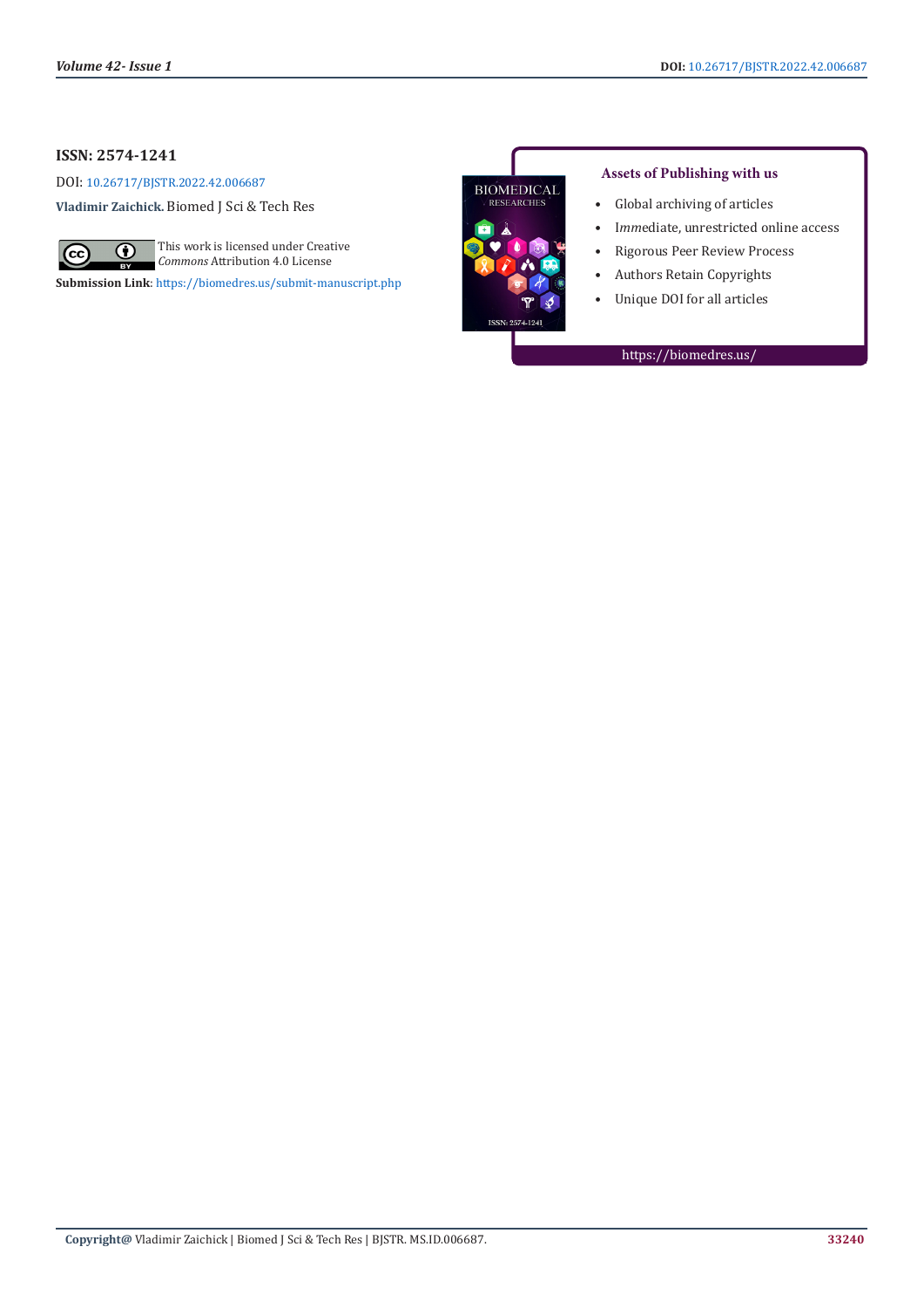**ISSN: 2574-1241**

DOI: 10.26717/BJSTR.2022.42.006687

**Vladimir Zaichick.** Biomed J Sci & Tech Res

This work is licensed under Creative *Commons* Attribution 4.0 License

**Submission Link**: https://biomedres.us/submit-manuscript.php

### Assets of Publishing with us

- Global archiving of articles
- Immediate, unrestricted online access
- Rigorous Peer Review Process
- Authors Retain Copyrights
- Unique DOI for all articles

https://biomedres.us/